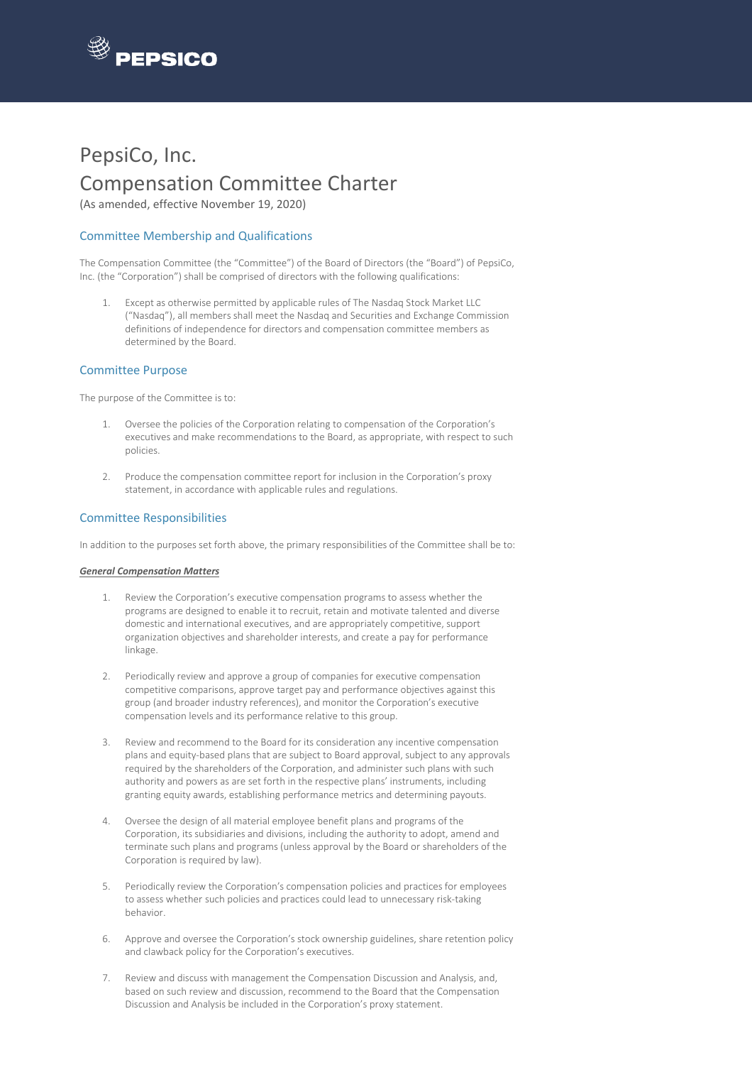# PepsiCo, Inc.
# Compensation Committee Charter

(As amended, effective November 19, 2020)

## Committee Membership and Qualifications

The Compensation Committee (the "Committee") of the Board of Directors (the "Board") of PepsiCo, Inc. (the "Corporation") shall be comprised of directors with the following qualifications:

1. Except as otherwise permitted by applicable rules of The Nasdaq Stock Market LLC ("Nasdaq"), all members shall meet the Nasdaq and Securities and Exchange Commission definitions of independence for directors and compensation committee members as determined by the Board.

## Committee Purpose

The purpose of the Committee is to:

1. Oversee the policies of the Corporation relating to compensation of the Corporation's executives and make recommendations to the Board, as appropriate, with respect to such policies.

2. Produce the compensation committee report for inclusion in the Corporation's proxy statement, in accordance with applicable rules and regulations.

## Committee Responsibilities

In addition to the purposes set forth above, the primary responsibilities of the Committee shall be to:

***General Compensation Matters***

1. Review the Corporation's executive compensation programs to assess whether the programs are designed to enable it to recruit, retain and motivate talented and diverse domestic and international executives, and are appropriately competitive, support organization objectives and shareholder interests, and create a pay for performance linkage.

2. Periodically review and approve a group of companies for executive compensation competitive comparisons, approve target pay and performance objectives against this group (and broader industry references), and monitor the Corporation's executive compensation levels and its performance relative to this group.

3. Review and recommend to the Board for its consideration any incentive compensation plans and equity-based plans that are subject to Board approval, subject to any approvals required by the shareholders of the Corporation, and administer such plans with such authority and powers as are set forth in the respective plans' instruments, including granting equity awards, establishing performance metrics and determining payouts.

4. Oversee the design of all material employee benefit plans and programs of the Corporation, its subsidiaries and divisions, including the authority to adopt, amend and terminate such plans and programs (unless approval by the Board or shareholders of the Corporation is required by law).

5. Periodically review the Corporation's compensation policies and practices for employees to assess whether such policies and practices could lead to unnecessary risk-taking behavior.

6. Approve and oversee the Corporation's stock ownership guidelines, share retention policy and clawback policy for the Corporation's executives.

7. Review and discuss with management the Compensation Discussion and Analysis, and, based on such review and discussion, recommend to the Board that the Compensation Discussion and Analysis be included in the Corporation's proxy statement.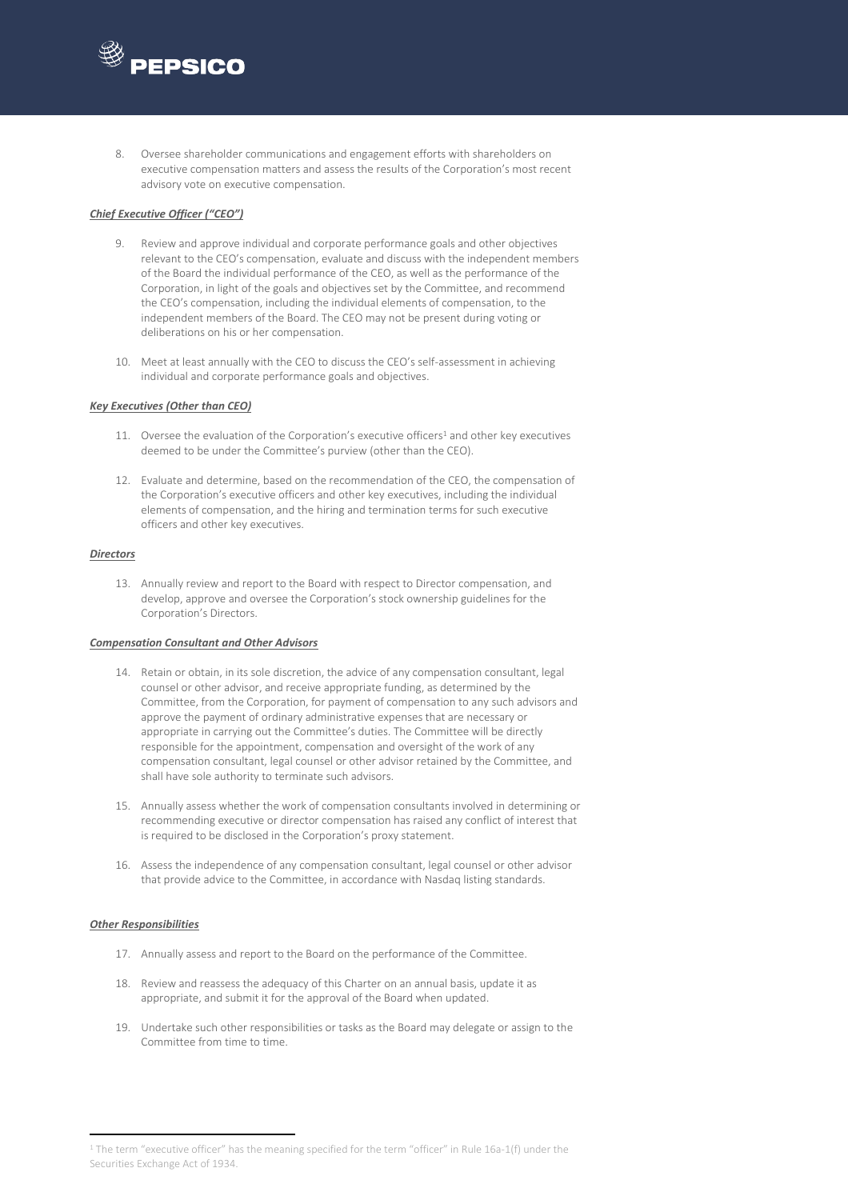8. Oversee shareholder communications and engagement efforts with shareholders on executive compensation matters and assess the results of the Corporation's most recent advisory vote on executive compensation.

***Chief Executive Officer ("CEO")***

9. Review and approve individual and corporate performance goals and other objectives relevant to the CEO's compensation, evaluate and discuss with the independent members of the Board the individual performance of the CEO, as well as the performance of the Corporation, in light of the goals and objectives set by the Committee, and recommend the CEO's compensation, including the individual elements of compensation, to the independent members of the Board. The CEO may not be present during voting or deliberations on his or her compensation.

10. Meet at least annually with the CEO to discuss the CEO's self-assessment in achieving individual and corporate performance goals and objectives.

***Key Executives (Other than CEO)***

11. Oversee the evaluation of the Corporation's executive officers[1] and other key executives deemed to be under the Committee's purview (other than the CEO).

12. Evaluate and determine, based on the recommendation of the CEO, the compensation of the Corporation's executive officers and other key executives, including the individual elements of compensation, and the hiring and termination terms for such executive officers and other key executives.

***Directors***

13. Annually review and report to the Board with respect to Director compensation, and develop, approve and oversee the Corporation's stock ownership guidelines for the Corporation's Directors.

***Compensation Consultant and Other Advisors***

14. Retain or obtain, in its sole discretion, the advice of any compensation consultant, legal counsel or other advisor, and receive appropriate funding, as determined by the Committee, from the Corporation, for payment of compensation to any such advisors and approve the payment of ordinary administrative expenses that are necessary or appropriate in carrying out the Committee's duties. The Committee will be directly responsible for the appointment, compensation and oversight of the work of any compensation consultant, legal counsel or other advisor retained by the Committee, and shall have sole authority to terminate such advisors.

15. Annually assess whether the work of compensation consultants involved in determining or recommending executive or director compensation has raised any conflict of interest that is required to be disclosed in the Corporation's proxy statement.

16. Assess the independence of any compensation consultant, legal counsel or other advisor that provide advice to the Committee, in accordance with Nasdaq listing standards.

***Other Responsibilities***

17. Annually assess and report to the Board on the performance of the Committee.

18. Review and reassess the adequacy of this Charter on an annual basis, update it as appropriate, and submit it for the approval of the Board when updated.

19. Undertake such other responsibilities or tasks as the Board may delegate or assign to the Committee from time to time.

---

[1] The term "executive officer" has the meaning specified for the term "officer" in Rule 16a-1(f) under the Securities Exchange Act of 1934.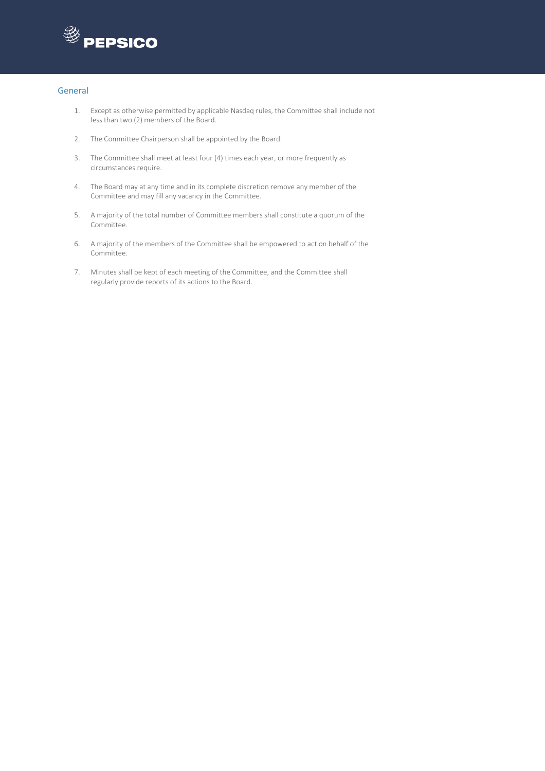## General

1. Except as otherwise permitted by applicable Nasdaq rules, the Committee shall include not less than two (2) members of the Board.

2. The Committee Chairperson shall be appointed by the Board.

3. The Committee shall meet at least four (4) times each year, or more frequently as circumstances require.

4. The Board may at any time and in its complete discretion remove any member of the Committee and may fill any vacancy in the Committee.

5. A majority of the total number of Committee members shall constitute a quorum of the Committee.

6. A majority of the members of the Committee shall be empowered to act on behalf of the Committee.

7. Minutes shall be kept of each meeting of the Committee, and the Committee shall regularly provide reports of its actions to the Board.